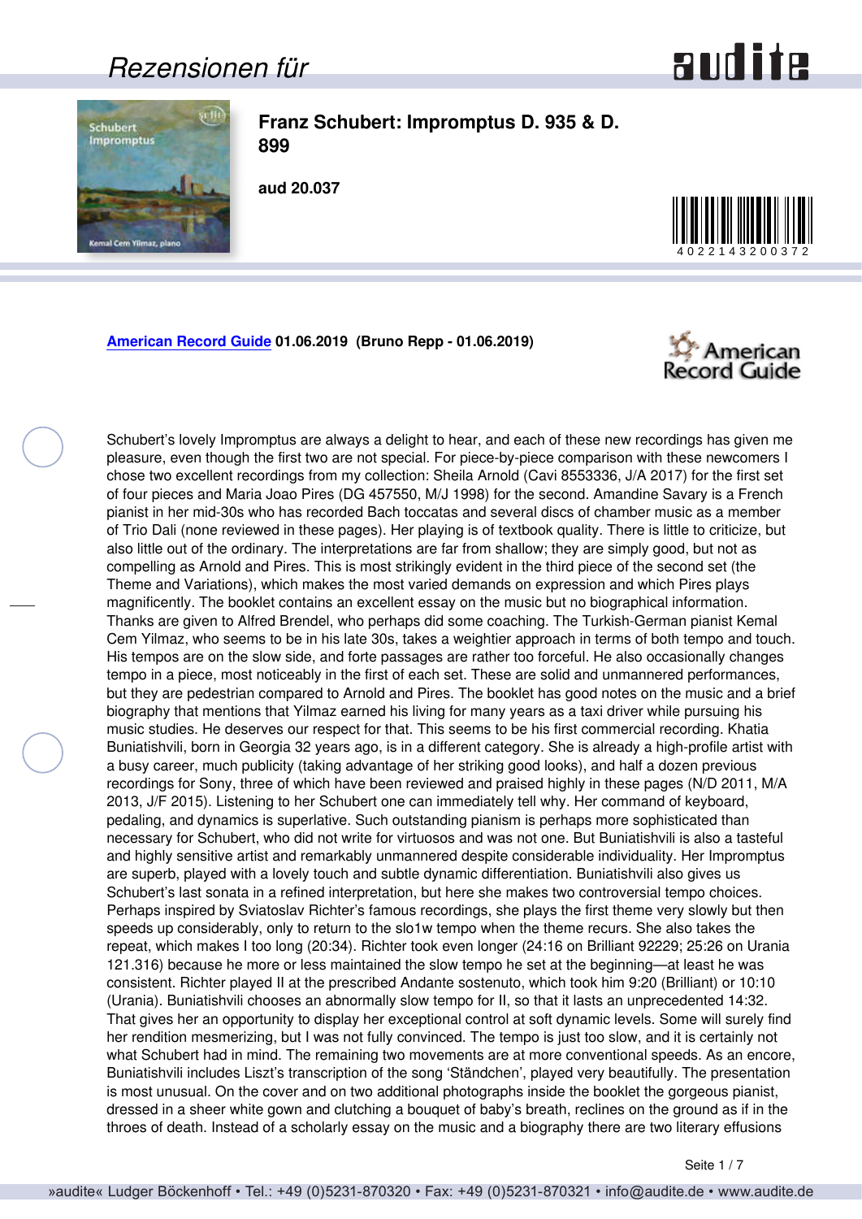Rezensionen für

audite

## Franz Schubert: Impromptus D. 935 & D. 899

**aud 20.037**

4022143200372

**American Record Guide 01.06.2019 (Bruno Repp - 01.06.2019)**

Schubert's lovely Impromptus are always a delight to hear, and each of these new recordings has given me pleasure, even though the first two are not special. For piece-by-piece comparison with these newcomers I chose two excellent recordings from my collection: Sheila Arnold (Cavi 8553336, J/A 2017) for the first set of four pieces and Maria Joao Pires (DG 457550, M/J 1998) for the second. Amandine Savary is a French pianist in her mid-30s who has recorded Bach toccatas and several discs of chamber music as a member of Trio Dali (none reviewed in these pages). Her playing is of textbook quality. There is little to criticize, but also little out of the ordinary. The interpretations are far from shallow; they are simply good, but not as compelling as Arnold and Pires. This is most strikingly evident in the third piece of the second set (the Theme and Variations), which makes the most varied demands on expression and which Pires plays magnificently. The booklet contains an excellent essay on the music but no biographical information. Thanks are given to Alfred Brendel, who perhaps did some coaching. The Turkish-German pianist Kemal Cem Yilmaz, who seems to be in his late 30s, takes a weightier approach in terms of both tempo and touch. His tempos are on the slow side, and forte passages are rather too forceful. He also occasionally changes tempo in a piece, most noticeably in the first of each set. These are solid and unmannered performances, but they are pedestrian compared to Arnold and Pires. The booklet has good notes on the music and a brief biography that mentions that Yilmaz earned his living for many years as a taxi driver while pursuing his music studies. He deserves our respect for that. This seems to be his first commercial recording. Khatia Buniatishvili, born in Georgia 32 years ago, is in a different category. She is already a high-profile artist with a busy career, much publicity (taking advantage of her striking good looks), and half a dozen previous recordings for Sony, three of which have been reviewed and praised highly in these pages (N/D 2011, M/A 2013, J/F 2015). Listening to her Schubert one can immediately tell why. Her command of keyboard, pedaling, and dynamics is superlative. Such outstanding pianism is perhaps more sophisticated than necessary for Schubert, who did not write for virtuosos and was not one. But Buniatishvili is also a tasteful and highly sensitive artist and remarkably unmannered despite considerable individuality. Her Impromptus are superb, played with a lovely touch and subtle dynamic differentiation. Buniatishvili also gives us Schubert's last sonata in a refined interpretation, but here she makes two controversial tempo choices. Perhaps inspired by Sviatoslav Richter's famous recordings, she plays the first theme very slowly but then speeds up considerably, only to return to the slo1w tempo when the theme recurs. She also takes the repeat, which makes I too long (20:34). Richter took even longer (24:16 on Brilliant 92229; 25:26 on Urania 121.316) because he more or less maintained the slow tempo he set at the beginning—at least he was consistent. Richter played II at the prescribed Andante sostenuto, which took him 9:20 (Brilliant) or 10:10 (Urania). Buniatishvili chooses an abnormally slow tempo for II, so that it lasts an unprecedented 14:32. That gives her an opportunity to display her exceptional control at soft dynamic levels. Some will surely find her rendition mesmerizing, but I was not fully convinced. The tempo is just too slow, and it is certainly not what Schubert had in mind. The remaining two movements are at more conventional speeds. As an encore, Buniatishvili includes Liszt's transcription of the song 'Ständchen', played very beautifully. The presentation is most unusual. On the cover and on two additional photographs inside the booklet the gorgeous pianist, dressed in a sheer white gown and clutching a bouquet of baby's breath, reclines on the ground as if in the throes of death. Instead of a scholarly essay on the music and a biography there are two literary effusions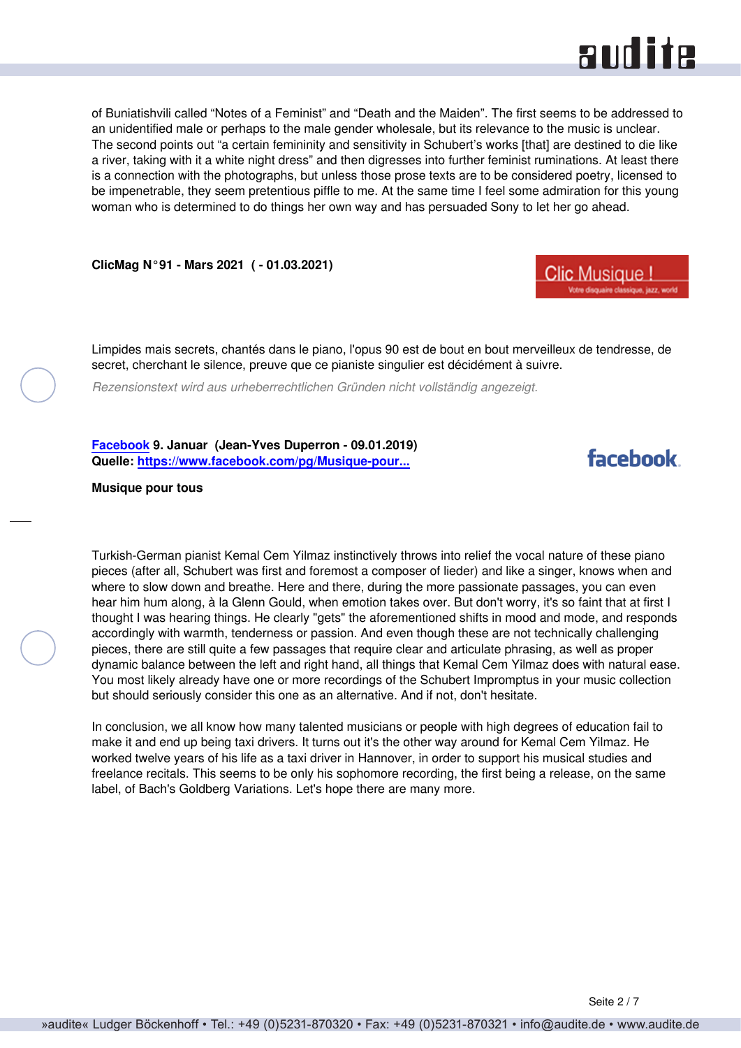of Buniatishvili called “Notes of a Feminist” and “Death and the Maiden”. The first seems to be addressed to an unidentified male or perhaps to the male gender wholesale, but its relevance to the music is unclear. The second points out “a certain femininity and sensitivity in Schubert’s works [that] are destined to die like a river, taking with it a white night dress” and then digresses into further feminist ruminations. At least there is a connection with the photographs, but unless those prose texts are to be considered poetry, licensed to be impenetrable, they seem pretentious piffle to me. At the same time I feel some admiration for this young woman who is determined to do things her own way and has persuaded Sony to let her go ahead.

**ClicMag N°91 - Mars 2021 ( - 01.03.2021)**

Clic Musique !
Votre disquaire classique, jazz, world

Limpides mais secrets, chantés dans le piano, l'opus 90 est de bout en bout merveilleux de tendresse, de secret, cherchant le silence, preuve que ce pianiste singulier est décidément à suivre.

*Rezensionstext wird aus urheberrechtlichen Gründen nicht vollständig angezeigt.*

**Facebook 9. Januar (Jean-Yves Duperron - 09.01.2019)**
**Quelle: https://www.facebook.com/pg/Musique-pour...**

facebook.

**Musique pour tous**

Turkish-German pianist Kemal Cem Yilmaz instinctively throws into relief the vocal nature of these piano pieces (after all, Schubert was first and foremost a composer of lieder) and like a singer, knows when and where to slow down and breathe. Here and there, during the more passionate passages, you can even hear him hum along, à la Glenn Gould, when emotion takes over. But don't worry, it's so faint that at first I thought I was hearing things. He clearly "gets" the aforementioned shifts in mood and mode, and responds accordingly with warmth, tenderness or passion. And even though these are not technically challenging pieces, there are still quite a few passages that require clear and articulate phrasing, as well as proper dynamic balance between the left and right hand, all things that Kemal Cem Yilmaz does with natural ease. You most likely already have one or more recordings of the Schubert Impromptus in your music collection but should seriously consider this one as an alternative. And if not, don't hesitate.

In conclusion, we all know how many talented musicians or people with high degrees of education fail to make it and end up being taxi drivers. It turns out it's the other way around for Kemal Cem Yilmaz. He worked twelve years of his life as a taxi driver in Hannover, in order to support his musical studies and freelance recitals. This seems to be only his sophomore recording, the first being a release, on the same label, of Bach's Goldberg Variations. Let's hope there are many more.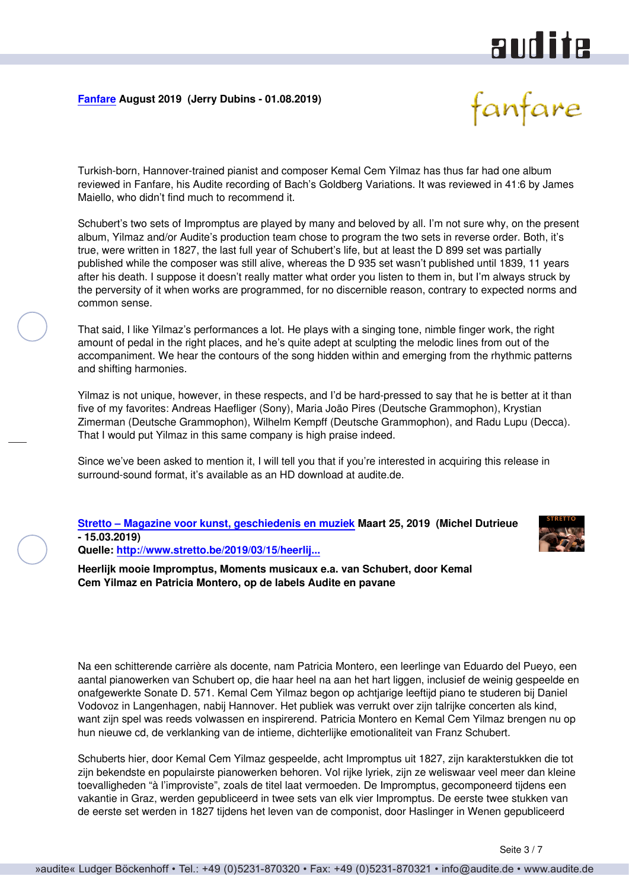**Fanfare August 2019 (Jerry Dubins - 01.08.2019)**

Turkish-born, Hannover-trained pianist and composer Kemal Cem Yilmaz has thus far had one album reviewed in Fanfare, his Audite recording of Bach's Goldberg Variations. It was reviewed in 41:6 by James Maiello, who didn't find much to recommend it.

Schubert's two sets of Impromptus are played by many and beloved by all. I'm not sure why, on the present album, Yilmaz and/or Audite's production team chose to program the two sets in reverse order. Both, it's true, were written in 1827, the last full year of Schubert's life, but at least the D 899 set was partially published while the composer was still alive, whereas the D 935 set wasn't published until 1839, 11 years after his death. I suppose it doesn't really matter what order you listen to them in, but I'm always struck by the perversity of it when works are programmed, for no discernible reason, contrary to expected norms and common sense.

That said, I like Yilmaz's performances a lot. He plays with a singing tone, nimble finger work, the right amount of pedal in the right places, and he's quite adept at sculpting the melodic lines from out of the accompaniment. We hear the contours of the song hidden within and emerging from the rhythmic patterns and shifting harmonies.

Yilmaz is not unique, however, in these respects, and I'd be hard-pressed to say that he is better at it than five of my favorites: Andreas Haefliger (Sony), Maria João Pires (Deutsche Grammophon), Krystian Zimerman (Deutsche Grammophon), Wilhelm Kempff (Deutsche Grammophon), and Radu Lupu (Decca). That I would put Yilmaz in this same company is high praise indeed.

Since we've been asked to mention it, I will tell you that if you're interested in acquiring this release in surround-sound format, it's available as an HD download at audite.de.

**Stretto – Magazine voor kunst, geschiedenis en muziek Maart 25, 2019 (Michel Dutrieue - 15.03.2019)**
**Quelle: http://www.stretto.be/2019/03/15/heerlij...**

**Heerlijk mooie Impromptus, Moments musicaux e.a. van Schubert, door Kemal Cem Yilmaz en Patricia Montero, op de labels Audite en pavane**

Na een schitterende carrière als docente, nam Patricia Montero, een leerlinge van Eduardo del Pueyo, een aantal pianowerken van Schubert op, die haar heel na aan het hart liggen, inclusief de weinig gespeelde en onafgewerkte Sonate D. 571. Kemal Cem Yilmaz begon op achtjarige leeftijd piano te studeren bij Daniel Vodovoz in Langenhagen, nabij Hannover. Het publiek was verrukt over zijn talrijke concerten als kind, want zijn spel was reeds volwassen en inspirerend. Patricia Montero en Kemal Cem Yilmaz brengen nu op hun nieuwe cd, de verklanking van de intieme, dichterlijke emotionaliteit van Franz Schubert.

Schuberts hier, door Kemal Cem Yilmaz gespeelde, acht Impromptus uit 1827, zijn karakterstukken die tot zijn bekendste en populairste pianowerken behoren. Vol rijke lyriek, zijn ze weliswaar veel meer dan kleine toevalligheden "à l'improviste", zoals de titel laat vermoeden. De Impromptus, gecomponeerd tijdens een vakantie in Graz, werden gepubliceerd in twee sets van elk vier Impromptus. De eerste twee stukken van de eerste set werden in 1827 tijdens het leven van de componist, door Haslinger in Wenen gepubliceerd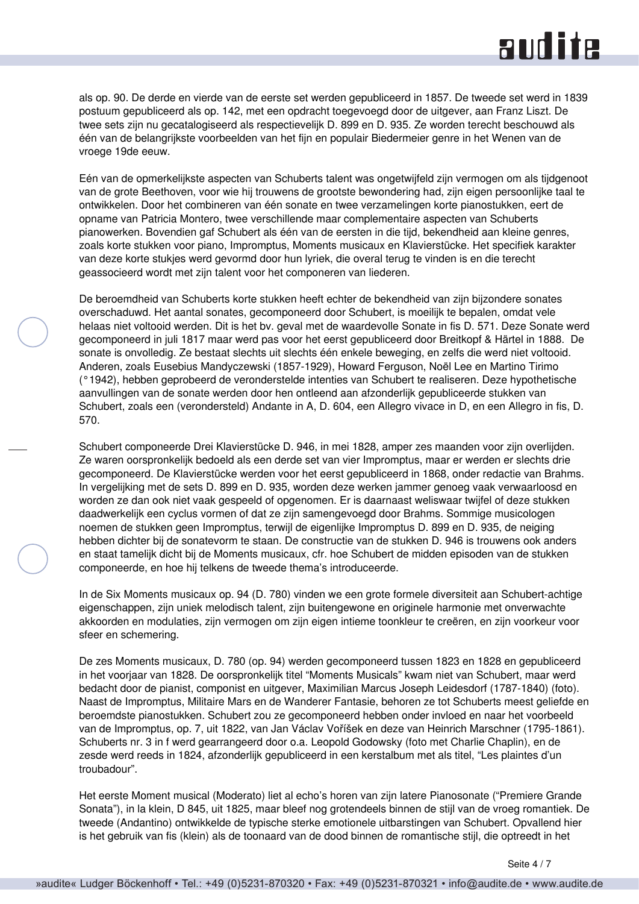als op. 90. De derde en vierde van de eerste set werden gepubliceerd in 1857. De tweede set werd in 1839 postuum gepubliceerd als op. 142, met een opdracht toegevoegd door de uitgever, aan Franz Liszt. De twee sets zijn nu gecatalogiseerd als respectievelijk D. 899 en D. 935. Ze worden terecht beschouwd als één van de belangrijkste voorbeelden van het fijn en populair Biedermeier genre in het Wenen van de vroege 19de eeuw.

Eén van de opmerkelijkste aspecten van Schuberts talent was ongetwijfeld zijn vermogen om als tijdgenoot van de grote Beethoven, voor wie hij trouwens de grootste bewondering had, zijn eigen persoonlijke taal te ontwikkelen. Door het combineren van één sonate en twee verzamelingen korte pianostukken, eert de opname van Patricia Montero, twee verschillende maar complementaire aspecten van Schuberts pianowerken. Bovendien gaf Schubert als één van de eersten in die tijd, bekendheid aan kleine genres, zoals korte stukken voor piano, Impromptus, Moments musicaux en Klavierstücke. Het specifiek karakter van deze korte stukjes werd gevormd door hun lyriek, die overal terug te vinden is en die terecht geassocieerd wordt met zijn talent voor het componeren van liederen.

De beroemdheid van Schuberts korte stukken heeft echter de bekendheid van zijn bijzondere sonates overschaduwd. Het aantal sonates, gecomponeerd door Schubert, is moeilijk te bepalen, omdat vele helaas niet voltooid werden. Dit is het bv. geval met de waardevolle Sonate in fis D. 571. Deze Sonate werd gecomponeerd in juli 1817 maar werd pas voor het eerst gepubliceerd door Breitkopf & Härtel in 1888. De sonate is onvolledig. Ze bestaat slechts uit slechts één enkele beweging, en zelfs die werd niet voltooid. Anderen, zoals Eusebius Mandyczewski (1857-1929), Howard Ferguson, Noël Lee en Martino Tirimo (°1942), hebben geprobeerd de veronderstelde intenties van Schubert te realiseren. Deze hypothetische aanvullingen van de sonate werden door hen ontleend aan afzonderlijk gepubliceerde stukken van Schubert, zoals een (verondersteld) Andante in A, D. 604, een Allegro vivace in D, en een Allegro in fis, D. 570.

Schubert componeerde Drei Klavierstücke D. 946, in mei 1828, amper zes maanden voor zijn overlijden. Ze waren oorspronkelijk bedoeld als een derde set van vier Impromptus, maar er werden er slechts drie gecomponeerd. De Klavierstücke werden voor het eerst gepubliceerd in 1868, onder redactie van Brahms. In vergelijking met de sets D. 899 en D. 935, worden deze werken jammer genoeg vaak verwaarloosd en worden ze dan ook niet vaak gespeeld of opgenomen. Er is daarnaast weliswaar twijfel of deze stukken daadwerkelijk een cyclus vormen of dat ze zijn samengevoegd door Brahms. Sommige musicologen noemen de stukken geen Impromptus, terwijl de eigenlijke Impromptus D. 899 en D. 935, de neiging hebben dichter bij de sonatevorm te staan. De constructie van de stukken D. 946 is trouwens ook anders en staat tamelijk dicht bij de Moments musicaux, cfr. hoe Schubert de midden episoden van de stukken componeerde, en hoe hij telkens de tweede thema's introduceerde.

In de Six Moments musicaux op. 94 (D. 780) vinden we een grote formele diversiteit aan Schubert-achtige eigenschappen, zijn uniek melodisch talent, zijn buitengewone en originele harmonie met onverwachte akkoorden en modulaties, zijn vermogen om zijn eigen intieme toonkleur te creëren, en zijn voorkeur voor sfeer en schemering.

De zes Moments musicaux, D. 780 (op. 94) werden gecomponeerd tussen 1823 en 1828 en gepubliceerd in het voorjaar van 1828. De oorspronkelijk titel "Moments Musicals" kwam niet van Schubert, maar werd bedacht door de pianist, componist en uitgever, Maximilian Marcus Joseph Leidesdorf (1787-1840) (foto). Naast de Impromptus, Militaire Mars en de Wanderer Fantasie, behoren ze tot Schuberts meest geliefde en beroemdste pianostukken. Schubert zou ze gecomponeerd hebben onder invloed en naar het voorbeeld van de Impromptus, op. 7, uit 1822, van Jan Václav Voříšek en deze van Heinrich Marschner (1795-1861). Schuberts nr. 3 in f werd gearrangeerd door o.a. Leopold Godowsky (foto met Charlie Chaplin), en de zesde werd reeds in 1824, afzonderlijk gepubliceerd in een kerstalbum met als titel, "Les plaintes d'un troubadour".

Het eerste Moment musical (Moderato) liet al echo's horen van zijn latere Pianosonate ("Premiere Grande Sonata"), in la klein, D 845, uit 1825, maar bleef nog grotendeels binnen de stijl van de vroeg romantiek. De tweede (Andantino) ontwikkelde de typische sterke emotionele uitbarstingen van Schubert. Opvallend hier is het gebruik van fis (klein) als de toonaard van de dood binnen de romantische stijl, die optreedt in het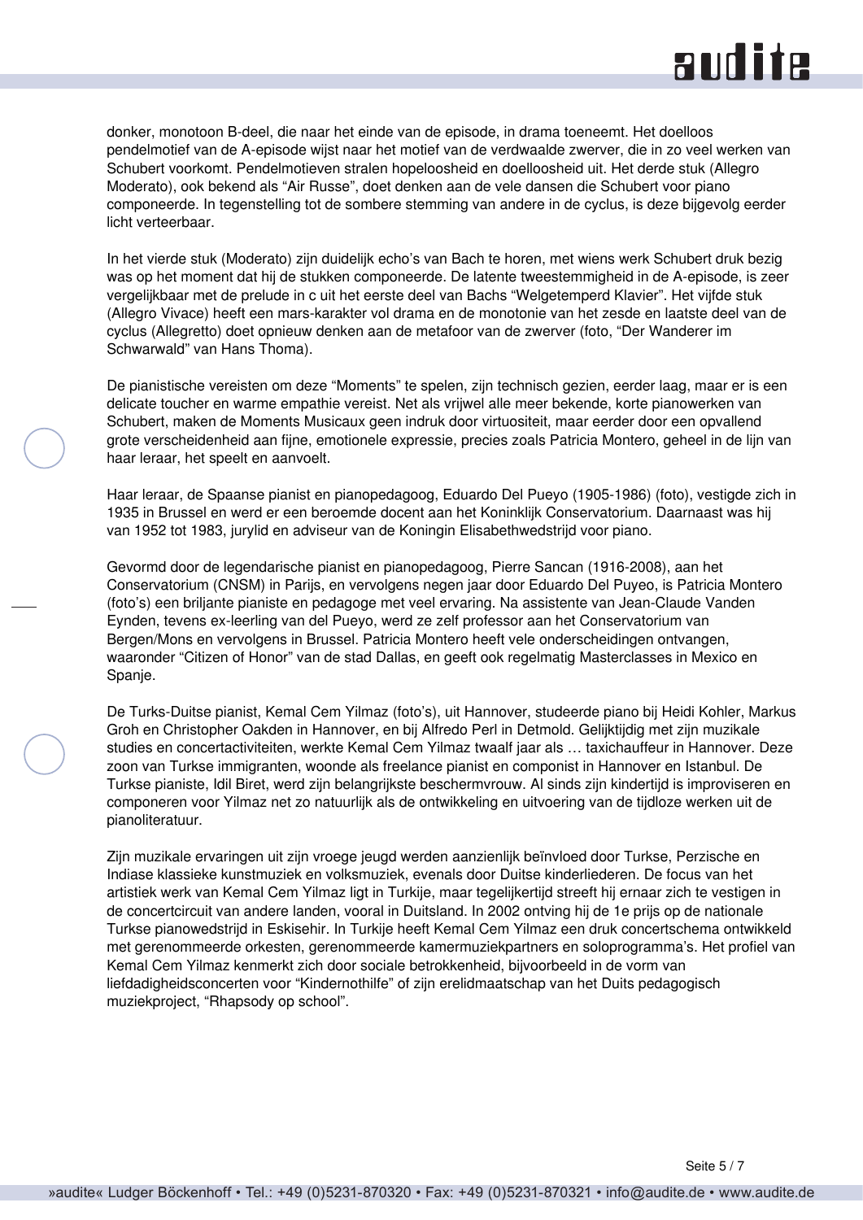donker, monotoon B-deel, die naar het einde van de episode, in drama toeneemt. Het doelloos pendelmotief van de A-episode wijst naar het motief van de verdwaalde zwerver, die in zo veel werken van Schubert voorkomt. Pendelmotieven stralen hopeloosheid en doelloosheid uit. Het derde stuk (Allegro Moderato), ook bekend als "Air Russe", doet denken aan de vele dansen die Schubert voor piano componeerde. In tegenstelling tot de sombere stemming van andere in de cyclus, is deze bijgevolg eerder licht verteerbaar.

In het vierde stuk (Moderato) zijn duidelijk echo's van Bach te horen, met wiens werk Schubert druk bezig was op het moment dat hij de stukken componeerde. De latente tweestemmigheid in de A-episode, is zeer vergelijkbaar met de prelude in c uit het eerste deel van Bachs "Welgetemperd Klavier". Het vijfde stuk (Allegro Vivace) heeft een mars-karakter vol drama en de monotonie van het zesde en laatste deel van de cyclus (Allegretto) doet opnieuw denken aan de metafoor van de zwerver (foto, "Der Wanderer im Schwarwald" van Hans Thoma).

De pianistische vereisten om deze "Moments" te spelen, zijn technisch gezien, eerder laag, maar er is een delicate toucher en warme empathie vereist. Net als vrijwel alle meer bekende, korte pianowerken van Schubert, maken de Moments Musicaux geen indruk door virtuositeit, maar eerder door een opvallend grote verscheidenheid aan fijne, emotionele expressie, precies zoals Patricia Montero, geheel in de lijn van haar leraar, het speelt en aanvoelt.

Haar leraar, de Spaanse pianist en pianopedagoog, Eduardo Del Pueyo (1905-1986) (foto), vestigde zich in 1935 in Brussel en werd er een beroemde docent aan het Koninklijk Conservatorium. Daarnaast was hij van 1952 tot 1983, jurylid en adviseur van de Koningin Elisabethwedstrijd voor piano.

Gevormd door de legendarische pianist en pianopedagoog, Pierre Sancan (1916-2008), aan het Conservatorium (CNSM) in Parijs, en vervolgens negen jaar door Eduardo Del Puyeo, is Patricia Montero (foto's) een briljante pianiste en pedagoge met veel ervaring. Na assistente van Jean-Claude Vanden Eynden, tevens ex-leerling van del Pueyo, werd ze zelf professor aan het Conservatorium van Bergen/Mons en vervolgens in Brussel. Patricia Montero heeft vele onderscheidingen ontvangen, waaronder "Citizen of Honor" van de stad Dallas, en geeft ook regelmatig Masterclasses in Mexico en Spanje.

De Turks-Duitse pianist, Kemal Cem Yilmaz (foto's), uit Hannover, studeerde piano bij Heidi Kohler, Markus Groh en Christopher Oakden in Hannover, en bij Alfredo Perl in Detmold. Gelijktijdig met zijn muzikale studies en concertactiviteiten, werkte Kemal Cem Yilmaz twaalf jaar als … taxichauffeur in Hannover. Deze zoon van Turkse immigranten, woonde als freelance pianist en componist in Hannover en Istanbul. De Turkse pianiste, Idil Biret, werd zijn belangrijkste beschermvrouw. Al sinds zijn kindertijd is improviseren en componeren voor Yilmaz net zo natuurlijk als de ontwikkeling en uitvoering van de tijdloze werken uit de pianoliteratuur.

Zijn muzikale ervaringen uit zijn vroege jeugd werden aanzienlijk beïnvloed door Turkse, Perzische en Indiase klassieke kunstmuziek en volksmuziek, evenals door Duitse kinderliederen. De focus van het artistiek werk van Kemal Cem Yilmaz ligt in Turkije, maar tegelijkertijd streeft hij ernaar zich te vestigen in de concertcircuit van andere landen, vooral in Duitsland. In 2002 ontving hij de 1e prijs op de nationale Turkse pianowedstrijd in Eskisehir. In Turkije heeft Kemal Cem Yilmaz een druk concertschema ontwikkeld met gerenommeerde orkesten, gerenommeerde kamermuziekpartners en soloprogramma's. Het profiel van Kemal Cem Yilmaz kenmerkt zich door sociale betrokkenheid, bijvoorbeeld in de vorm van liefdadigheidsconcerten voor "Kindernothilfe" of zijn erelidmaatschap van het Duits pedagogisch muziekproject, "Rhapsody op school".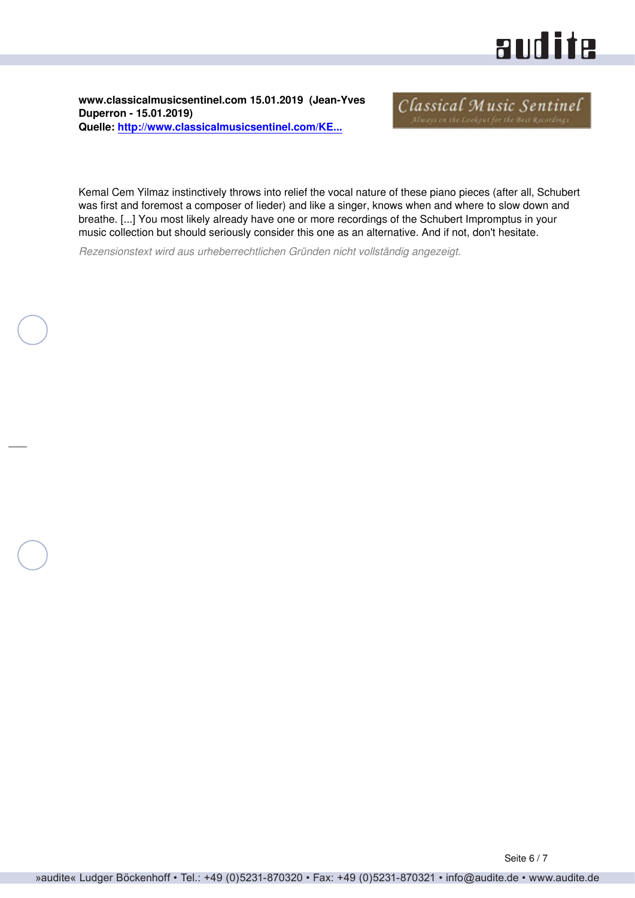**www.classicalmusicsentinel.com 15.01.2019 (Jean-Yves Duperron - 15.01.2019)**
**Quelle: [http://www.classicalmusicsentinel.com/KE...](http://www.classicalmusicsentinel.com/KE...)**

Kemal Cem Yilmaz instinctively throws into relief the vocal nature of these piano pieces (after all, Schubert was first and foremost a composer of lieder) and like a singer, knows when and where to slow down and breathe. [...] You most likely already have one or more recordings of the Schubert Impromptus in your music collection but should seriously consider this one as an alternative. And if not, don't hesitate.

*Rezensionstext wird aus urheberrechtlichen Gründen nicht vollständig angezeigt.*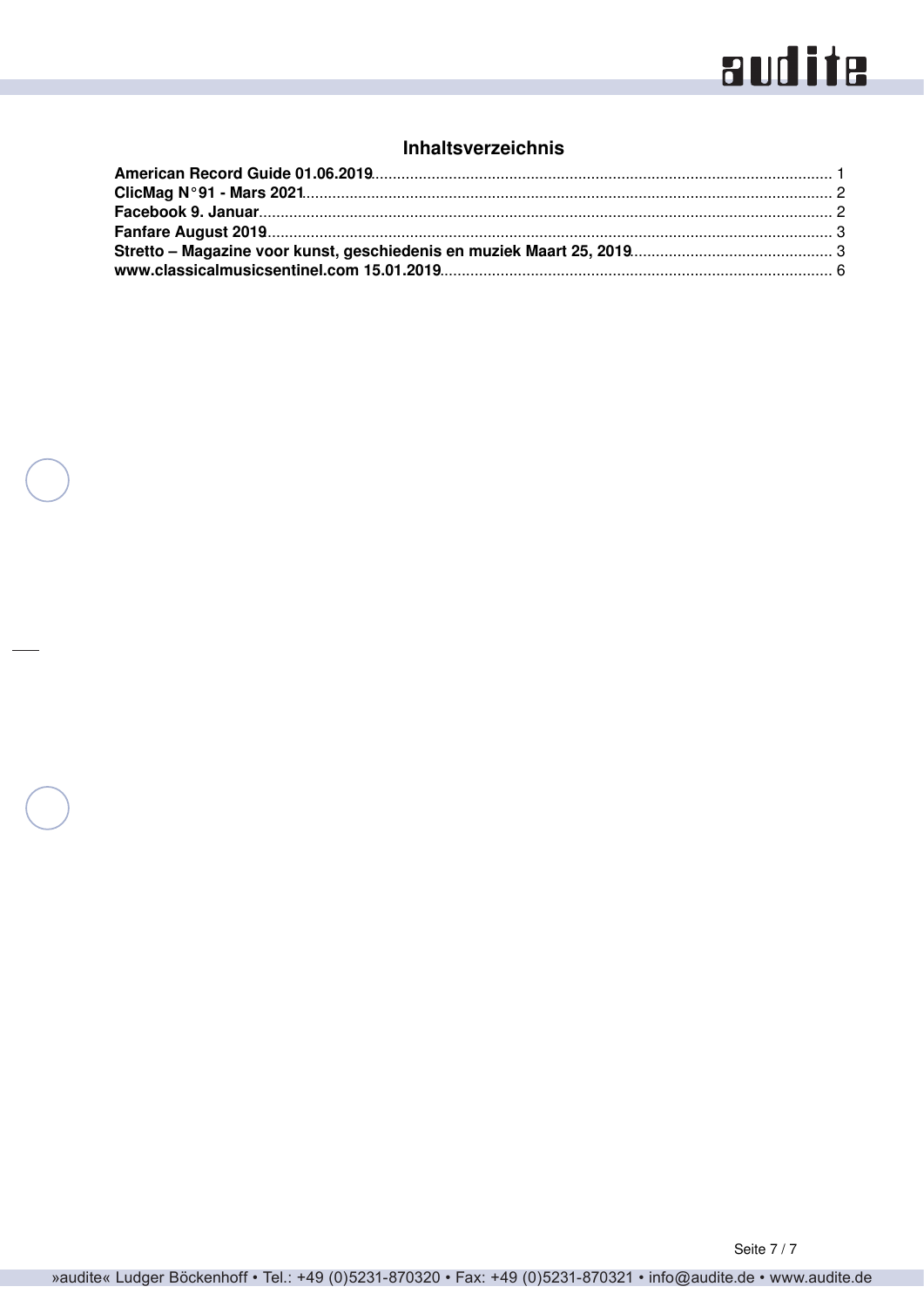## Inhaltsverzeichnis

**American Record Guide 01.06.2019** ............................................................ 1
**ClicMag N°91 - Mars 2021** ............................................................ 2
**Facebook 9. Januar** ............................................................ 2
**Fanfare August 2019** ............................................................ 3
**Stretto – Magazine voor kunst, geschiedenis en muziek Maart 25, 2019** ............................................................ 3
**www.classicalmusicsentinel.com 15.01.2019** ............................................................ 6